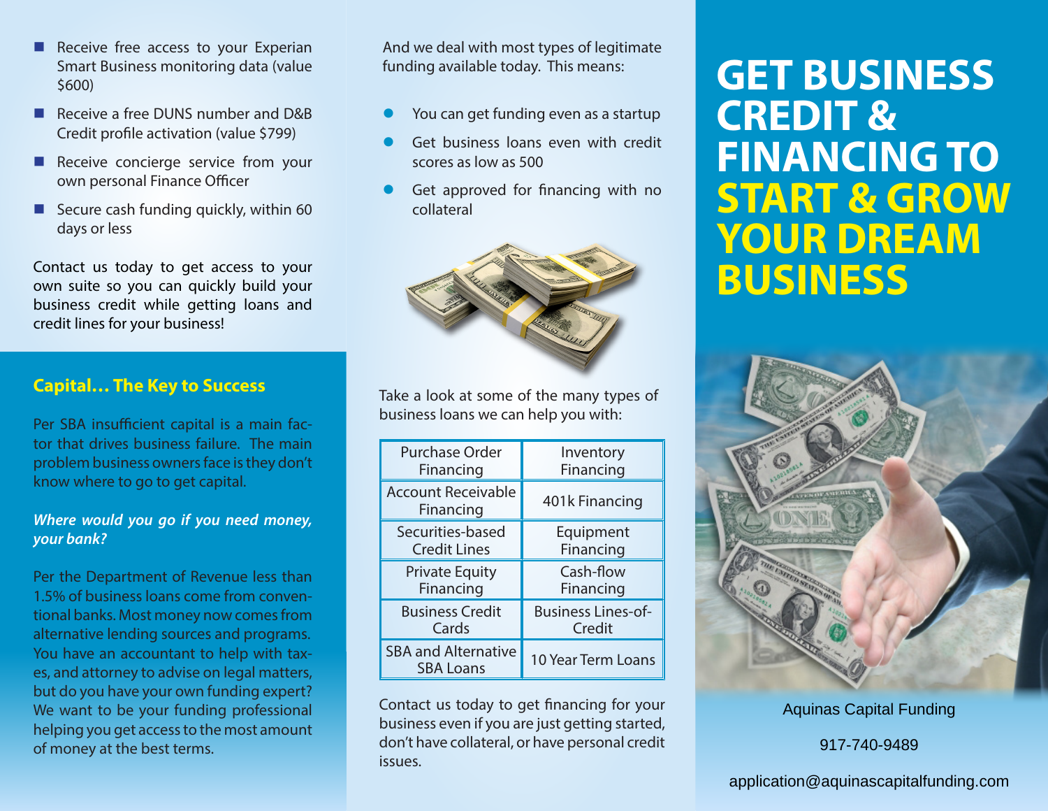- Receive free access to your Experian Smart Business monitoring data (value $600)
- Receive a free DUNS number and D&B Credit profile activation (value $799)
- Receive concierge service from your own personal Finance Officer
- Secure cash funding quickly, within 60 days or less

Contact us today to get access to your own suite so you can quickly build your business credit while getting loans and credit lines for your business!

## Capital… The Key to Success

Per SBA insufficient capital is a main factor that drives business failure. The main problem business owners face is they don't know where to go to get capital.

***Where would you go if you need money, your bank?***

Per the Department of Revenue less than 1.5% of business loans come from conventional banks. Most money now comes from alternative lending sources and programs. You have an accountant to help with taxes, and attorney to advise on legal matters, but do you have your own funding expert? We want to be your funding professional helping you get access to the most amount of money at the best terms.

And we deal with most types of legitimate funding available today. This means:

- You can get funding even as a startup
- Get business loans even with credit scores as low as 500
- Get approved for financing with no collateral

Take a look at some of the many types of business loans we can help you with:

| Purchase Order Financing | Inventory Financing |
|---|---|
| Account Receivable Financing | 401k Financing |
| Securities-based Credit Lines | Equipment Financing |
| Private Equity Financing | Cash-flow Financing |
| Business Credit Cards | Business Lines-of-Credit |
| SBA and Alternative SBA Loans | 10 Year Term Loans |

Contact us today to get financing for your business even if you are just getting started, don't have collateral, or have personal credit issues.

# GET BUSINESS CREDIT & FINANCING TO START & GROW YOUR DREAM BUSINESS

Aquinas Capital Funding

917-740-9489

application@aquinascapitalfunding.com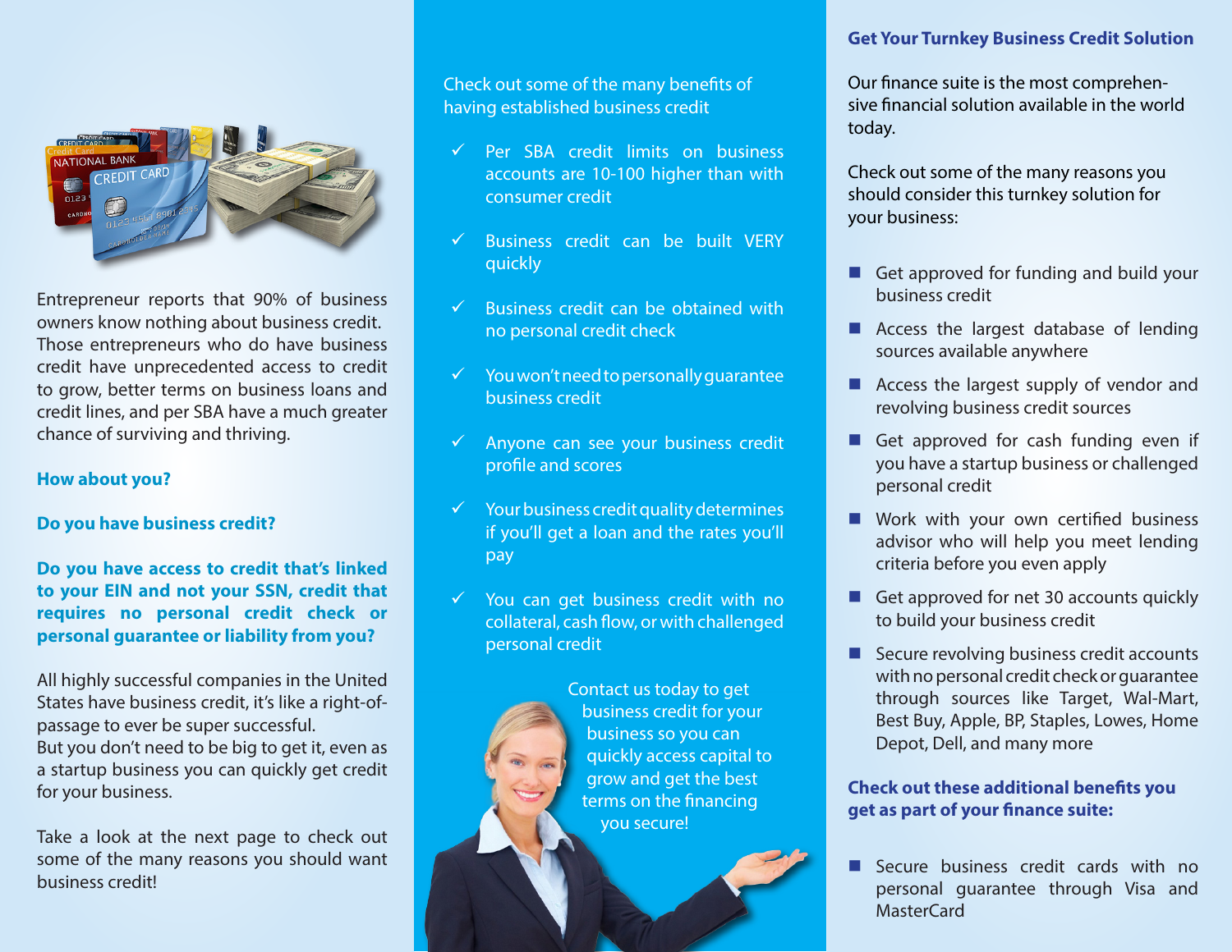Entrepreneur reports that 90% of business owners know nothing about business credit. Those entrepreneurs who do have business credit have unprecedented access to credit to grow, better terms on business loans and credit lines, and per SBA have a much greater chance of surviving and thriving.

**How about you?**

**Do you have business credit?**

**Do you have access to credit that's linked to your EIN and not your SSN, credit that requires no personal credit check or personal guarantee or liability from you?**

All highly successful companies in the United States have business credit, it's like a right-of-passage to ever be super successful.
But you don't need to be big to get it, even as a startup business you can quickly get credit for your business.

Take a look at the next page to check out some of the many reasons you should want business credit!

Check out some of the many benefits of having established business credit

- ✓ Per SBA credit limits on business accounts are 10-100 higher than with consumer credit
- ✓ Business credit can be built VERY quickly
- ✓ Business credit can be obtained with no personal credit check
- ✓ You won't need to personally guarantee business credit
- ✓ Anyone can see your business credit profile and scores
- ✓ Your business credit quality determines if you'll get a loan and the rates you'll pay
- ✓ You can get business credit with no collateral, cash flow, or with challenged personal credit

Contact us today to get business credit for your business so you can quickly access capital to grow and get the best terms on the financing you secure!

## Get Your Turnkey Business Credit Solution

Our finance suite is the most comprehensive financial solution available in the world today.

Check out some of the many reasons you should consider this turnkey solution for your business:

- Get approved for funding and build your business credit
- Access the largest database of lending sources available anywhere
- Access the largest supply of vendor and revolving business credit sources
- Get approved for cash funding even if you have a startup business or challenged personal credit
- Work with your own certified business advisor who will help you meet lending criteria before you even apply
- Get approved for net 30 accounts quickly to build your business credit
- Secure revolving business credit accounts with no personal credit check or guarantee through sources like Target, Wal-Mart, Best Buy, Apple, BP, Staples, Lowes, Home Depot, Dell, and many more

**Check out these additional benefits you get as part of your finance suite:**

- Secure business credit cards with no personal guarantee through Visa and MasterCard